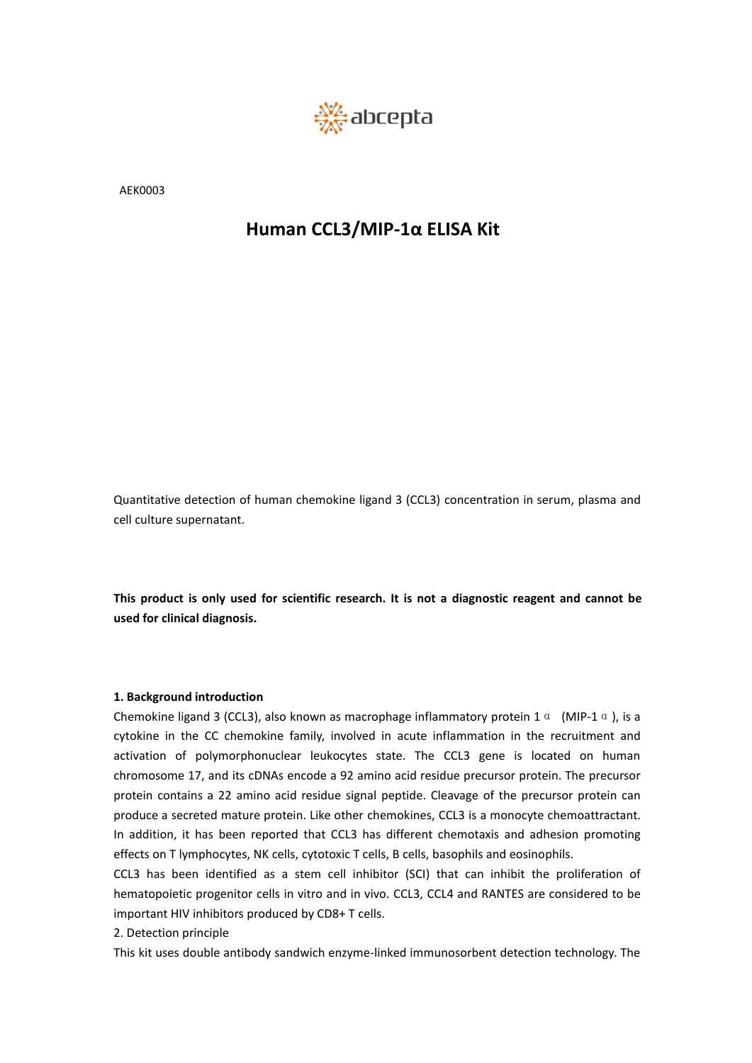abcepta

AEK0003

# Human CCL3/MIP-1α ELISA Kit

Quantitative detection of human chemokine ligand 3 (CCL3) concentration in serum, plasma and cell culture supernatant.

**This product is only used for scientific research. It is not a diagnostic reagent and cannot be used for clinical diagnosis.**

**1. Background introduction**

Chemokine ligand 3 (CCL3), also known as macrophage inflammatory protein 1α (MIP-1α), is a cytokine in the CC chemokine family, involved in acute inflammation in the recruitment and activation of polymorphonuclear leukocytes state. The CCL3 gene is located on human chromosome 17, and its cDNAs encode a 92 amino acid residue precursor protein. The precursor protein contains a 22 amino acid residue signal peptide. Cleavage of the precursor protein can produce a secreted mature protein. Like other chemokines, CCL3 is a monocyte chemoattractant. In addition, it has been reported that CCL3 has different chemotaxis and adhesion promoting effects on T lymphocytes, NK cells, cytotoxic T cells, B cells, basophils and eosinophils.

CCL3 has been identified as a stem cell inhibitor (SCI) that can inhibit the proliferation of hematopoietic progenitor cells in vitro and in vivo. CCL3, CCL4 and RANTES are considered to be important HIV inhibitors produced by CD8+ T cells.

2. Detection principle

This kit uses double antibody sandwich enzyme-linked immunosorbent detection technology. The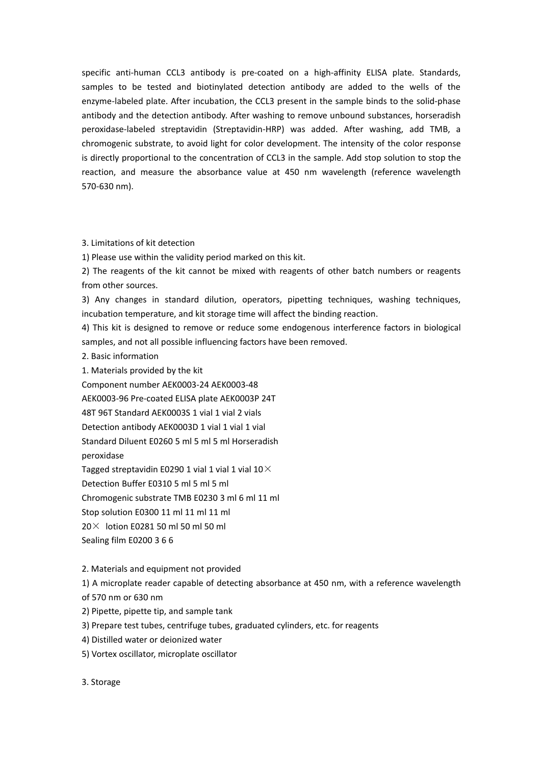specific anti-human CCL3 antibody is pre-coated on a high-affinity ELISA plate. Standards, samples to be tested and biotinylated detection antibody are added to the wells of the enzyme-labeled plate. After incubation, the CCL3 present in the sample binds to the solid-phase antibody and the detection antibody. After washing to remove unbound substances, horseradish peroxidase-labeled streptavidin (Streptavidin-HRP) was added. After washing, add TMB, a chromogenic substrate, to avoid light for color development. The intensity of the color response is directly proportional to the concentration of CCL3 in the sample. Add stop solution to stop the reaction, and measure the absorbance value at 450 nm wavelength (reference wavelength 570-630 nm).

3. Limitations of kit detection

1) Please use within the validity period marked on this kit.

2) The reagents of the kit cannot be mixed with reagents of other batch numbers or reagents from other sources.

3) Any changes in standard dilution, operators, pipetting techniques, washing techniques, incubation temperature, and kit storage time will affect the binding reaction.

4) This kit is designed to remove or reduce some endogenous interference factors in biological samples, and not all possible influencing factors have been removed.

2. Basic information

1. Materials provided by the kit

Component number AEK0003-24 AEK0003-48
AEK0003-96 Pre-coated ELISA plate AEK0003P 24T
48T 96T Standard AEK0003S 1 vial 1 vial 2 vials
Detection antibody AEK0003D 1 vial 1 vial 1 vial
Standard Diluent E0260 5 ml 5 ml 5 ml Horseradish
peroxidase
Tagged streptavidin E0290 1 vial 1 vial 1 vial 10×
Detection Buffer E0310 5 ml 5 ml 5 ml
Chromogenic substrate TMB E0230 3 ml 6 ml 11 ml
Stop solution E0300 11 ml 11 ml 11 ml
20× lotion E0281 50 ml 50 ml 50 ml
Sealing film E0200 3 6 6

2. Materials and equipment not provided

1) A microplate reader capable of detecting absorbance at 450 nm, with a reference wavelength of 570 nm or 630 nm

2) Pipette, pipette tip, and sample tank

3) Prepare test tubes, centrifuge tubes, graduated cylinders, etc. for reagents

4) Distilled water or deionized water

5) Vortex oscillator, microplate oscillator

3. Storage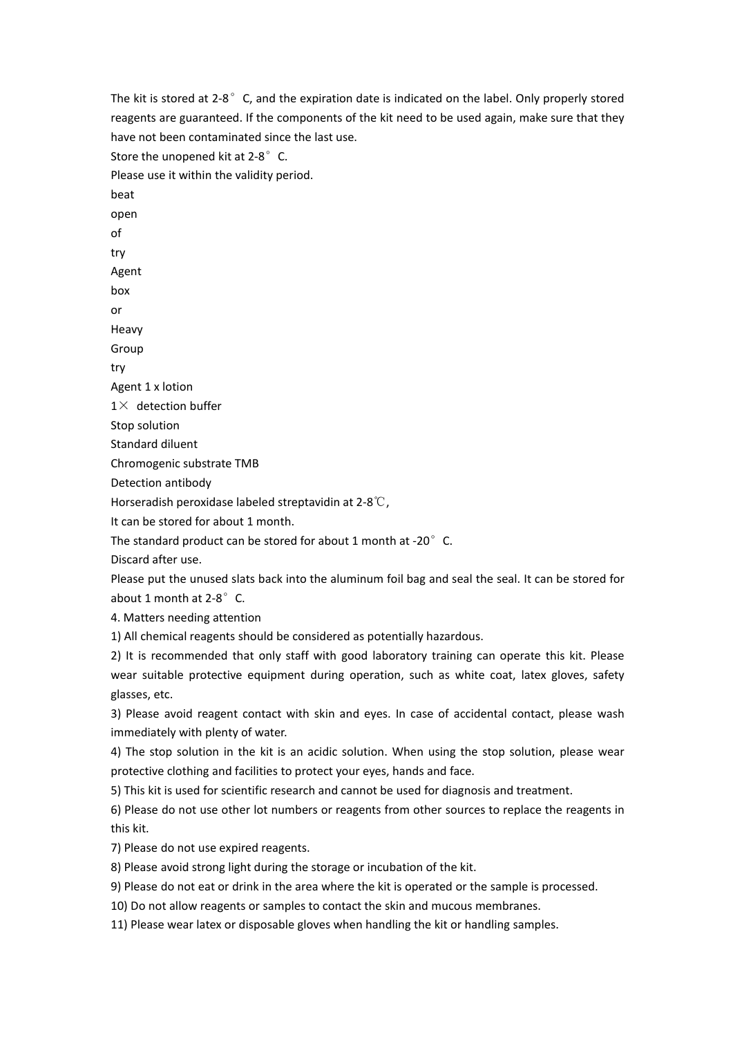The kit is stored at 2-8° C, and the expiration date is indicated on the label. Only properly stored reagents are guaranteed. If the components of the kit need to be used again, make sure that they have not been contaminated since the last use.

Store the unopened kit at 2-8° C.

Please use it within the validity period.

beat

open

of

try

Agent

box

or

Heavy

Group

try

Agent 1 x lotion

1× detection buffer

Stop solution

Standard diluent

Chromogenic substrate TMB

Detection antibody

Horseradish peroxidase labeled streptavidin at 2-8℃,

It can be stored for about 1 month.

The standard product can be stored for about 1 month at -20° C.

Discard after use.

Please put the unused slats back into the aluminum foil bag and seal the seal. It can be stored for about 1 month at 2-8° C.

4. Matters needing attention

1) All chemical reagents should be considered as potentially hazardous.

2) It is recommended that only staff with good laboratory training can operate this kit. Please wear suitable protective equipment during operation, such as white coat, latex gloves, safety glasses, etc.

3) Please avoid reagent contact with skin and eyes. In case of accidental contact, please wash immediately with plenty of water.

4) The stop solution in the kit is an acidic solution. When using the stop solution, please wear protective clothing and facilities to protect your eyes, hands and face.

5) This kit is used for scientific research and cannot be used for diagnosis and treatment.

6) Please do not use other lot numbers or reagents from other sources to replace the reagents in this kit.

7) Please do not use expired reagents.

8) Please avoid strong light during the storage or incubation of the kit.

9) Please do not eat or drink in the area where the kit is operated or the sample is processed.

10) Do not allow reagents or samples to contact the skin and mucous membranes.

11) Please wear latex or disposable gloves when handling the kit or handling samples.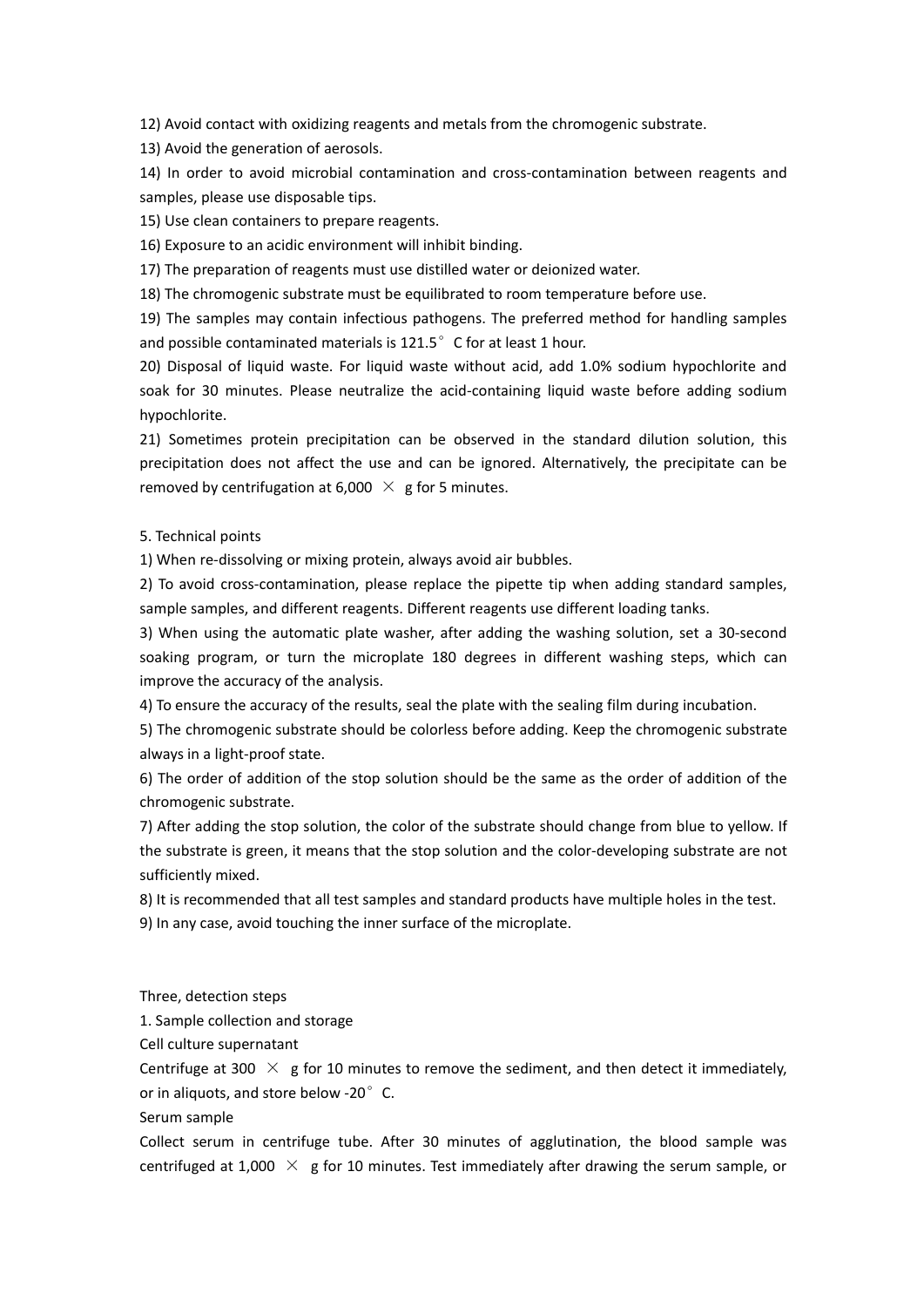12) Avoid contact with oxidizing reagents and metals from the chromogenic substrate.

13) Avoid the generation of aerosols.

14) In order to avoid microbial contamination and cross-contamination between reagents and samples, please use disposable tips.

15) Use clean containers to prepare reagents.

16) Exposure to an acidic environment will inhibit binding.

17) The preparation of reagents must use distilled water or deionized water.

18) The chromogenic substrate must be equilibrated to room temperature before use.

19) The samples may contain infectious pathogens. The preferred method for handling samples and possible contaminated materials is 121.5° C for at least 1 hour.

20) Disposal of liquid waste. For liquid waste without acid, add 1.0% sodium hypochlorite and soak for 30 minutes. Please neutralize the acid-containing liquid waste before adding sodium hypochlorite.

21) Sometimes protein precipitation can be observed in the standard dilution solution, this precipitation does not affect the use and can be ignored. Alternatively, the precipitate can be removed by centrifugation at 6,000 × g for 5 minutes.

5. Technical points

1) When re-dissolving or mixing protein, always avoid air bubbles.

2) To avoid cross-contamination, please replace the pipette tip when adding standard samples, sample samples, and different reagents. Different reagents use different loading tanks.

3) When using the automatic plate washer, after adding the washing solution, set a 30-second soaking program, or turn the microplate 180 degrees in different washing steps, which can improve the accuracy of the analysis.

4) To ensure the accuracy of the results, seal the plate with the sealing film during incubation.

5) The chromogenic substrate should be colorless before adding. Keep the chromogenic substrate always in a light-proof state.

6) The order of addition of the stop solution should be the same as the order of addition of the chromogenic substrate.

7) After adding the stop solution, the color of the substrate should change from blue to yellow. If the substrate is green, it means that the stop solution and the color-developing substrate are not sufficiently mixed.

8) It is recommended that all test samples and standard products have multiple holes in the test.

9) In any case, avoid touching the inner surface of the microplate.

Three, detection steps

1. Sample collection and storage

Cell culture supernatant

Centrifuge at 300 × g for 10 minutes to remove the sediment, and then detect it immediately, or in aliquots, and store below -20° C.

Serum sample

Collect serum in centrifuge tube. After 30 minutes of agglutination, the blood sample was centrifuged at 1,000 × g for 10 minutes. Test immediately after drawing the serum sample, or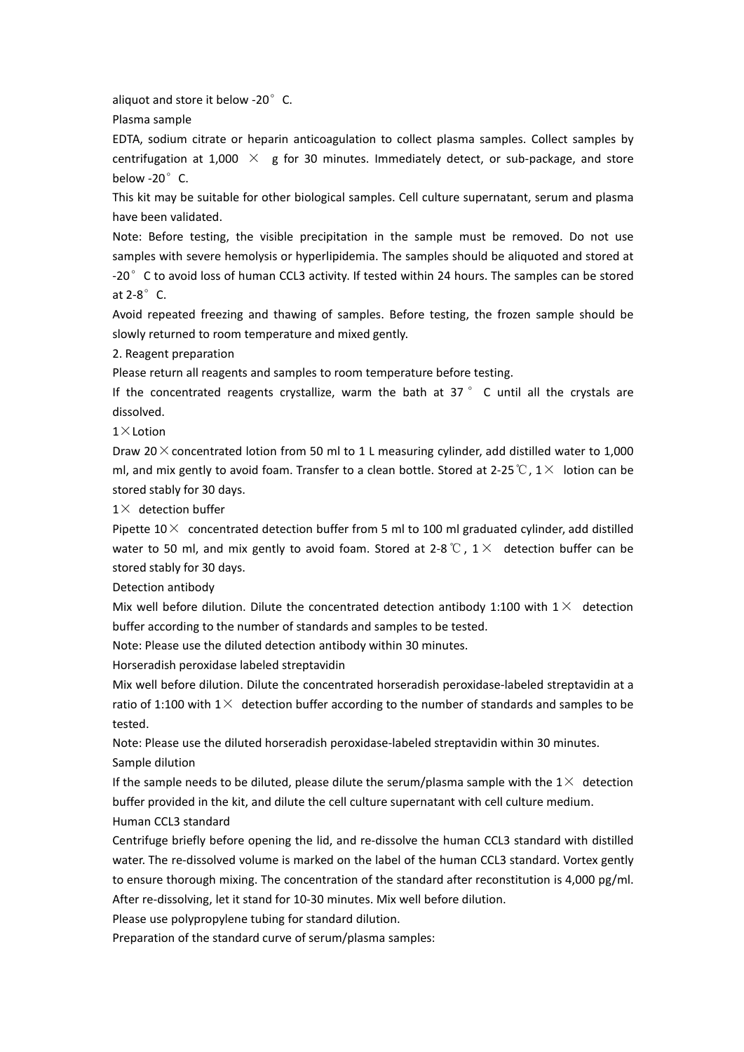aliquot and store it below -20° C.

Plasma sample

EDTA, sodium citrate or heparin anticoagulation to collect plasma samples. Collect samples by centrifugation at 1,000 × g for 30 minutes. Immediately detect, or sub-package, and store below -20° C.

This kit may be suitable for other biological samples. Cell culture supernatant, serum and plasma have been validated.

Note: Before testing, the visible precipitation in the sample must be removed. Do not use samples with severe hemolysis or hyperlipidemia. The samples should be aliquoted and stored at -20° C to avoid loss of human CCL3 activity. If tested within 24 hours. The samples can be stored at 2-8° C.

Avoid repeated freezing and thawing of samples. Before testing, the frozen sample should be slowly returned to room temperature and mixed gently.

2. Reagent preparation

Please return all reagents and samples to room temperature before testing.

If the concentrated reagents crystallize, warm the bath at 37 ° C until all the crystals are dissolved.

1×Lotion

Draw 20×concentrated lotion from 50 ml to 1 L measuring cylinder, add distilled water to 1,000 ml, and mix gently to avoid foam. Transfer to a clean bottle. Stored at 2-25℃, 1× lotion can be stored stably for 30 days.

1× detection buffer

Pipette 10× concentrated detection buffer from 5 ml to 100 ml graduated cylinder, add distilled water to 50 ml, and mix gently to avoid foam. Stored at 2-8℃, 1× detection buffer can be stored stably for 30 days.

Detection antibody

Mix well before dilution. Dilute the concentrated detection antibody 1:100 with 1× detection buffer according to the number of standards and samples to be tested.

Note: Please use the diluted detection antibody within 30 minutes.

Horseradish peroxidase labeled streptavidin

Mix well before dilution. Dilute the concentrated horseradish peroxidase-labeled streptavidin at a ratio of 1:100 with 1× detection buffer according to the number of standards and samples to be tested.

Note: Please use the diluted horseradish peroxidase-labeled streptavidin within 30 minutes.

Sample dilution

If the sample needs to be diluted, please dilute the serum/plasma sample with the 1× detection buffer provided in the kit, and dilute the cell culture supernatant with cell culture medium.

Human CCL3 standard

Centrifuge briefly before opening the lid, and re-dissolve the human CCL3 standard with distilled water. The re-dissolved volume is marked on the label of the human CCL3 standard. Vortex gently to ensure thorough mixing. The concentration of the standard after reconstitution is 4,000 pg/ml. After re-dissolving, let it stand for 10-30 minutes. Mix well before dilution.

Please use polypropylene tubing for standard dilution.

Preparation of the standard curve of serum/plasma samples: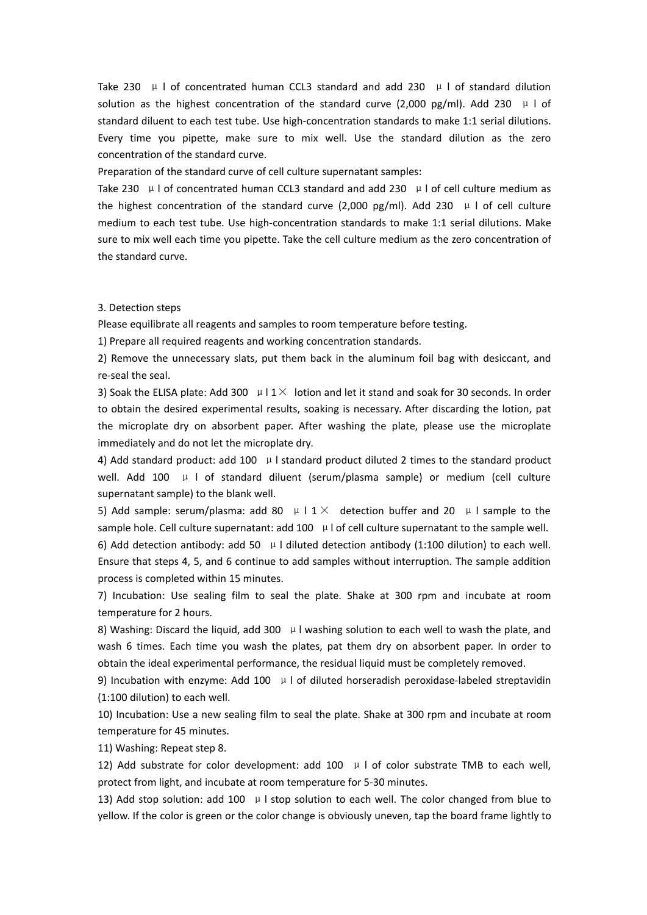Take 230 μl of concentrated human CCL3 standard and add 230 μl of standard dilution solution as the highest concentration of the standard curve (2,000 pg/ml). Add 230 μl of standard diluent to each test tube. Use high-concentration standards to make 1:1 serial dilutions. Every time you pipette, make sure to mix well. Use the standard dilution as the zero concentration of the standard curve.

Preparation of the standard curve of cell culture supernatant samples:

Take 230 μl of concentrated human CCL3 standard and add 230 μl of cell culture medium as the highest concentration of the standard curve (2,000 pg/ml). Add 230 μl of cell culture medium to each test tube. Use high-concentration standards to make 1:1 serial dilutions. Make sure to mix well each time you pipette. Take the cell culture medium as the zero concentration of the standard curve.

3. Detection steps

Please equilibrate all reagents and samples to room temperature before testing.

1) Prepare all required reagents and working concentration standards.

2) Remove the unnecessary slats, put them back in the aluminum foil bag with desiccant, and re-seal the seal.

3) Soak the ELISA plate: Add 300 μl 1× lotion and let it stand and soak for 30 seconds. In order to obtain the desired experimental results, soaking is necessary. After discarding the lotion, pat the microplate dry on absorbent paper. After washing the plate, please use the microplate immediately and do not let the microplate dry.

4) Add standard product: add 100 μl standard product diluted 2 times to the standard product well. Add 100 μl of standard diluent (serum/plasma sample) or medium (cell culture supernatant sample) to the blank well.

5) Add sample: serum/plasma: add 80 μl 1× detection buffer and 20 μl sample to the sample hole. Cell culture supernatant: add 100 μl of cell culture supernatant to the sample well.

6) Add detection antibody: add 50 μl diluted detection antibody (1:100 dilution) to each well. Ensure that steps 4, 5, and 6 continue to add samples without interruption. The sample addition process is completed within 15 minutes.

7) Incubation: Use sealing film to seal the plate. Shake at 300 rpm and incubate at room temperature for 2 hours.

8) Washing: Discard the liquid, add 300 μl washing solution to each well to wash the plate, and wash 6 times. Each time you wash the plates, pat them dry on absorbent paper. In order to obtain the ideal experimental performance, the residual liquid must be completely removed.

9) Incubation with enzyme: Add 100 μl of diluted horseradish peroxidase-labeled streptavidin (1:100 dilution) to each well.

10) Incubation: Use a new sealing film to seal the plate. Shake at 300 rpm and incubate at room temperature for 45 minutes.

11) Washing: Repeat step 8.

12) Add substrate for color development: add 100 μl of color substrate TMB to each well, protect from light, and incubate at room temperature for 5-30 minutes.

13) Add stop solution: add 100 μl stop solution to each well. The color changed from blue to yellow. If the color is green or the color change is obviously uneven, tap the board frame lightly to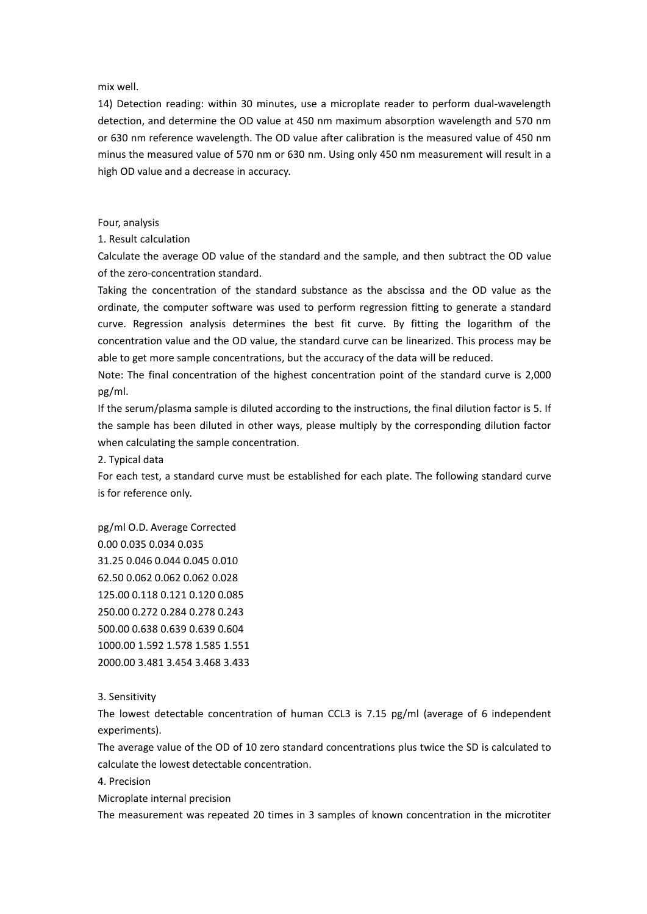mix well.

14) Detection reading: within 30 minutes, use a microplate reader to perform dual-wavelength detection, and determine the OD value at 450 nm maximum absorption wavelength and 570 nm or 630 nm reference wavelength. The OD value after calibration is the measured value of 450 nm minus the measured value of 570 nm or 630 nm. Using only 450 nm measurement will result in a high OD value and a decrease in accuracy.

## Four, analysis

### 1. Result calculation

Calculate the average OD value of the standard and the sample, and then subtract the OD value of the zero-concentration standard.

Taking the concentration of the standard substance as the abscissa and the OD value as the ordinate, the computer software was used to perform regression fitting to generate a standard curve. Regression analysis determines the best fit curve. By fitting the logarithm of the concentration value and the OD value, the standard curve can be linearized. This process may be able to get more sample concentrations, but the accuracy of the data will be reduced.

Note: The final concentration of the highest concentration point of the standard curve is 2,000 pg/ml.

If the serum/plasma sample is diluted according to the instructions, the final dilution factor is 5. If the sample has been diluted in other ways, please multiply by the corresponding dilution factor when calculating the sample concentration.

### 2. Typical data

For each test, a standard curve must be established for each plate. The following standard curve is for reference only.

| pg/ml | O.D. | | Average | Corrected |
|---|---|---|---|---|
| 0.00 | 0.035 | 0.034 | 0.035 | |
| 31.25 | 0.046 | 0.044 | 0.045 | 0.010 |
| 62.50 | 0.062 | 0.062 | 0.062 | 0.028 |
| 125.00 | 0.118 | 0.121 | 0.120 | 0.085 |
| 250.00 | 0.272 | 0.284 | 0.278 | 0.243 |
| 500.00 | 0.638 | 0.639 | 0.639 | 0.604 |
| 1000.00 | 1.592 | 1.578 | 1.585 | 1.551 |
| 2000.00 | 3.481 | 3.454 | 3.468 | 3.433 |

### 3. Sensitivity

The lowest detectable concentration of human CCL3 is 7.15 pg/ml (average of 6 independent experiments).

The average value of the OD of 10 zero standard concentrations plus twice the SD is calculated to calculate the lowest detectable concentration.

### 4. Precision

Microplate internal precision

The measurement was repeated 20 times in 3 samples of known concentration in the microtiter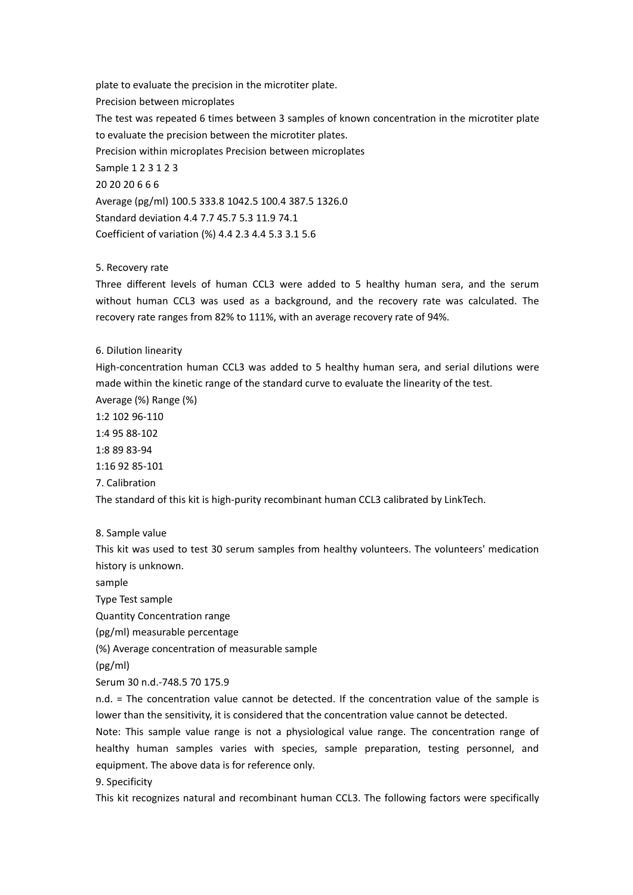plate to evaluate the precision in the microtiter plate.

Precision between microplates

The test was repeated 6 times between 3 samples of known concentration in the microtiter plate to evaluate the precision between the microtiter plates.

| | Precision within microplates | | | Precision between microplates | | |
|---|---|---|---|---|---|---|
| Sample | 1 | 2 | 3 | 1 | 2 | 3 |
| | 20 | 20 | 20 | 6 | 6 | 6 |
| Average (pg/ml) | 100.5 | 333.8 | 1042.5 | 100.4 | 387.5 | 1326.0 |
| Standard deviation | 4.4 | 7.7 | 45.7 | 5.3 | 11.9 | 74.1 |
| Coefficient of variation (%) | 4.4 | 2.3 | 4.4 | 5.3 | 3.1 | 5.6 |

5. Recovery rate

Three different levels of human CCL3 were added to 5 healthy human sera, and the serum without human CCL3 was used as a background, and the recovery rate was calculated. The recovery rate ranges from 82% to 111%, with an average recovery rate of 94%.

6. Dilution linearity

High-concentration human CCL3 was added to 5 healthy human sera, and serial dilutions were made within the kinetic range of the standard curve to evaluate the linearity of the test.

| | Average (%) | Range (%) |
|---|---|---|
| 1:2 | 102 | 96-110 |
| 1:4 | 95 | 88-102 |
| 1:8 | 89 | 83-94 |
| 1:16 | 92 | 85-101 |

7. Calibration

The standard of this kit is high-purity recombinant human CCL3 calibrated by LinkTech.

8. Sample value

This kit was used to test 30 serum samples from healthy volunteers. The volunteers' medication history is unknown.

| sample Type | Test sample Quantity | Concentration range (pg/ml) | measurable percentage (%) | Average concentration of measurable sample (pg/ml) |
|---|---|---|---|---|
| Serum | 30 | n.d.-748.5 | 70 | 175.9 |

n.d. = The concentration value cannot be detected. If the concentration value of the sample is lower than the sensitivity, it is considered that the concentration value cannot be detected.

Note: This sample value range is not a physiological value range. The concentration range of healthy human samples varies with species, sample preparation, testing personnel, and equipment. The above data is for reference only.

9. Specificity

This kit recognizes natural and recombinant human CCL3. The following factors were specifically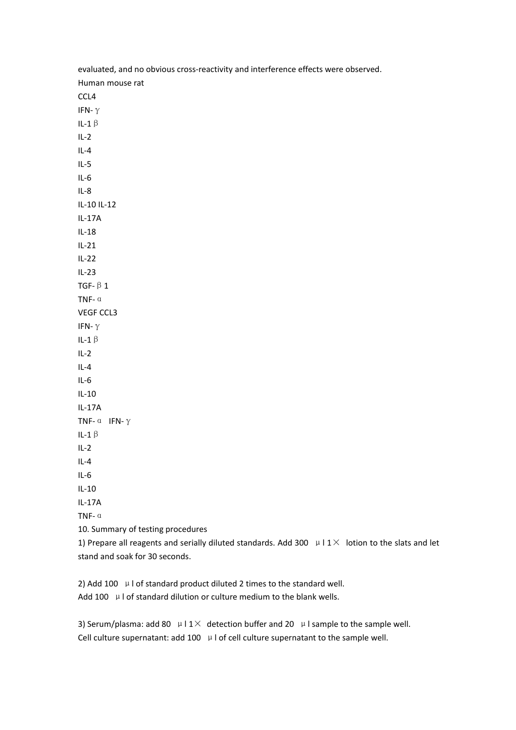evaluated, and no obvious cross-reactivity and interference effects were observed.

Human mouse rat

CCL4

IFN-γ

IL-1β

IL-2

IL-4

IL-5

IL-6

IL-8

IL-10 IL-12

IL-17A

IL-18

IL-21

IL-22

IL-23

TGF-β1

TNF-α

VEGF CCL3

IFN-γ

IL-1β

IL-2

IL-4

IL-6

IL-10

IL-17A

TNF-α IFN-γ

IL-1β

IL-2

IL-4

IL-6

IL-10

IL-17A

TNF-α

10. Summary of testing procedures

1) Prepare all reagents and serially diluted standards. Add 300 μl 1× lotion to the slats and let stand and soak for 30 seconds.

2) Add 100 μl of standard product diluted 2 times to the standard well.
Add 100 μl of standard dilution or culture medium to the blank wells.

3) Serum/plasma: add 80 μl 1× detection buffer and 20 μl sample to the sample well.
Cell culture supernatant: add 100 μl of cell culture supernatant to the sample well.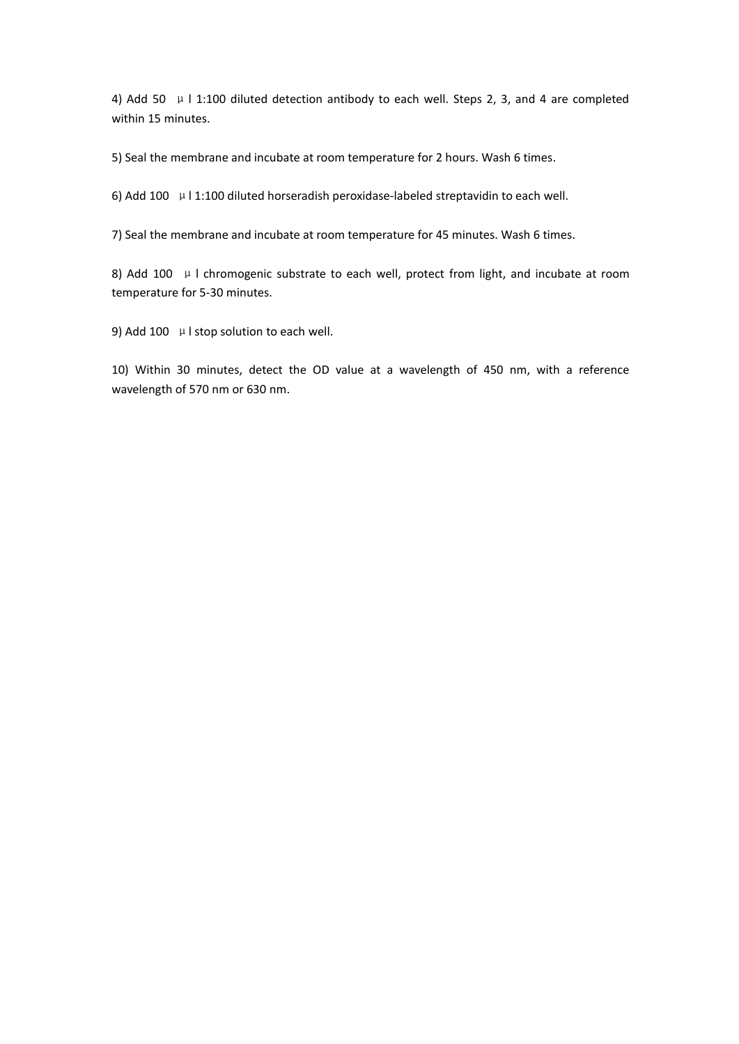4) Add 50 μl 1:100 diluted detection antibody to each well. Steps 2, 3, and 4 are completed within 15 minutes.

5) Seal the membrane and incubate at room temperature for 2 hours. Wash 6 times.

6) Add 100 μl 1:100 diluted horseradish peroxidase-labeled streptavidin to each well.

7) Seal the membrane and incubate at room temperature for 45 minutes. Wash 6 times.

8) Add 100 μl chromogenic substrate to each well, protect from light, and incubate at room temperature for 5-30 minutes.

9) Add 100 μl stop solution to each well.

10) Within 30 minutes, detect the OD value at a wavelength of 450 nm, with a reference wavelength of 570 nm or 630 nm.